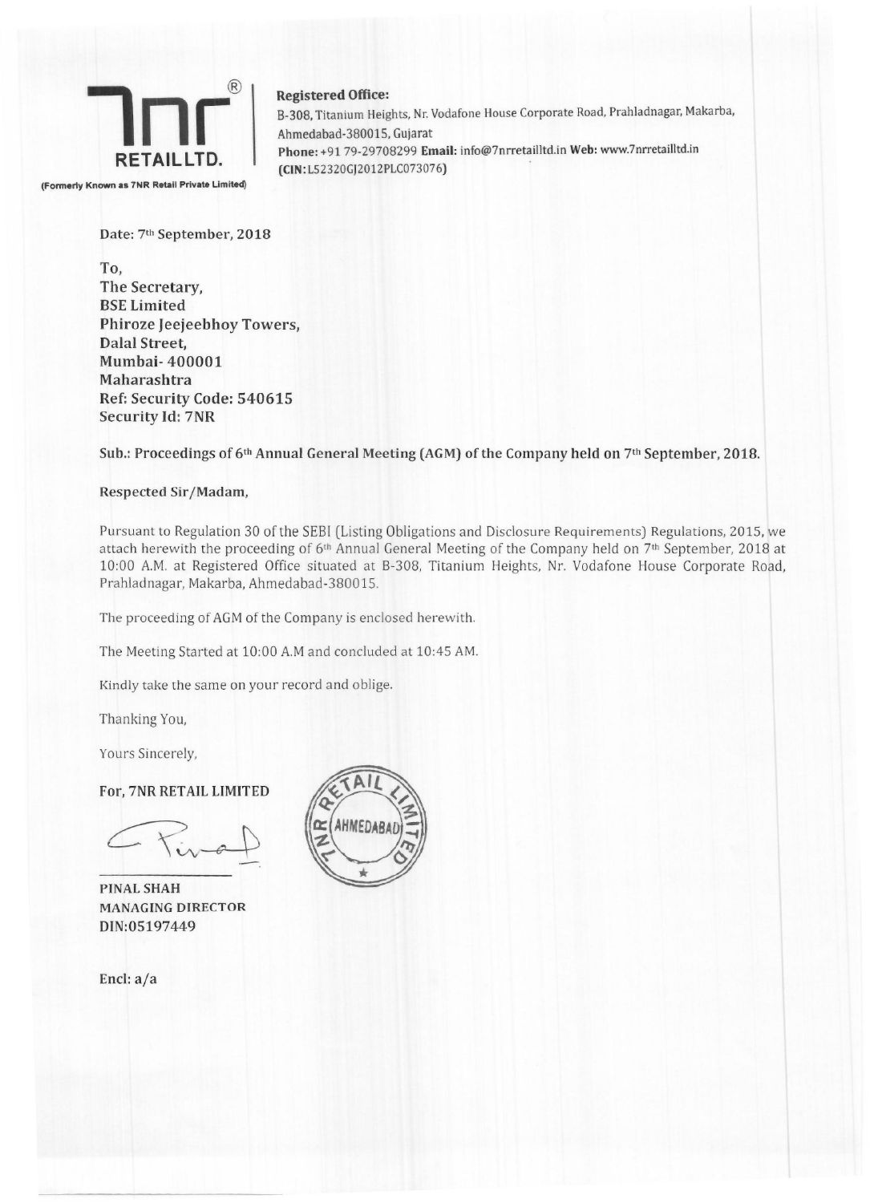**7nr RETAIL LTD.**

(Formerly Known as 7NR Retail Private Limited)

**Registered Office:**
B-308, Titanium Heights, Nr. Vodafone House Corporate Road, Prahladnagar, Makarba, Ahmedabad-380015, Gujarat
**Phone:** +91 79-29708299 **Email:** info@7nrretailltd.in **Web:** www.7nrretailltd.in
**(CIN:** L52320GJ2012PLC073076**)**

**Date: 7th September, 2018**

**To,**
**The Secretary,**
**BSE Limited**
**Phiroze Jeejeebhoy Towers,**
**Dalal Street,**
**Mumbai- 400001**
**Maharashtra**
**Ref: Security Code: 540615**
**Security Id: 7NR**

**Sub.: Proceedings of 6th Annual General Meeting (AGM) of the Company held on 7th September, 2018.**

**Respected Sir/Madam,**

Pursuant to Regulation 30 of the SEBI (Listing Obligations and Disclosure Requirements) Regulations, 2015, we attach herewith the proceeding of 6th Annual General Meeting of the Company held on 7th September, 2018 at 10:00 A.M. at Registered Office situated at B-308, Titanium Heights, Nr. Vodafone House Corporate Road, Prahladnagar, Makarba, Ahmedabad-380015.

The proceeding of AGM of the Company is enclosed herewith.

The Meeting Started at 10:00 A.M and concluded at 10:45 AM.

Kindly take the same on your record and oblige.

Thanking You,

Yours Sincerely,

**For, 7NR RETAIL LIMITED**

**PINAL SHAH**
**MANAGING DIRECTOR**
**DIN:05197449**

**Encl: a/a**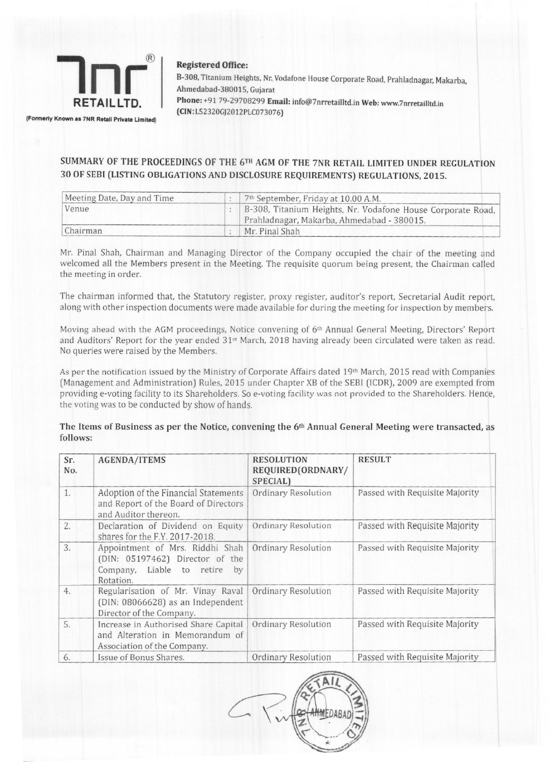**7nr® RETAIL LTD.**

(Formerly Known as 7NR Retail Private Limited)

**Registered Office:**
B-308, Titanium Heights, Nr. Vodafone House Corporate Road, Prahladnagar, Makarba, Ahmedabad-380015, Gujarat
**Phone:** +91 79-29708299 **Email:** info@7nrretailltd.in **Web:** www.7nrretailltd.in
**(CIN:**L52320GJ2012PLC073076)

## SUMMARY OF THE PROCEEDINGS OF THE 6TH AGM OF THE 7NR RETAIL LIMITED UNDER REGULATION 30 OF SEBI (LISTING OBLIGATIONS AND DISCLOSURE REQUIREMENTS) REGULATIONS, 2015.

| | | |
|---|---|---|
| Meeting Date, Day and Time | : | 7th September, Friday at 10.00 A.M. |
| Venue | : | B-308, Titanium Heights, Nr. Vodafone House Corporate Road, Prahladnagar, Makarba, Ahmedabad - 380015. |
| Chairman | : | Mr. Pinal Shah |

Mr. Pinal Shah, Chairman and Managing Director of the Company occupied the chair of the meeting and welcomed all the Members present in the Meeting. The requisite quorum being present, the Chairman called the meeting in order.

The chairman informed that, the Statutory register, proxy register, auditor's report, Secretarial Audit report, along with other inspection documents were made available for during the meeting for inspection by members.

Moving ahead with the AGM proceedings, Notice convening of 6th Annual General Meeting, Directors' Report and Auditors' Report for the year ended 31st March, 2018 having already been circulated were taken as read. No queries were raised by the Members.

As per the notification issued by the Ministry of Corporate Affairs dated 19th March, 2015 read with Companies (Management and Administration) Rules, 2015 under Chapter XB of the SEBI (ICDR), 2009 are exempted from providing e-voting facility to its Shareholders. So e-voting facility was not provided to the Shareholders. Hence, the voting was to be conducted by show of hands.

**The Items of Business as per the Notice, convening the 6th Annual General Meeting were transacted, as follows:**

| Sr. No. | AGENDA/ITEMS | RESOLUTION REQUIRED(ORDNARY/ SPECIAL) | RESULT |
|---|---|---|---|
| 1. | Adoption of the Financial Statements and Report of the Board of Directors and Auditor thereon. | Ordinary Resolution | Passed with Requisite Majority |
| 2. | Declaration of Dividend on Equity shares for the F.Y. 2017-2018. | Ordinary Resolution | Passed with Requisite Majority |
| 3. | Appointment of Mrs. Riddhi Shah (DIN: 05197462) Director of the Company, Liable to retire by Rotation. | Ordinary Resolution | Passed with Requisite Majority |
| 4. | Regularisation of Mr. Vinay Raval (DIN: 08066628) as an Independent Director of the Company. | Ordinary Resolution | Passed with Requisite Majority |
| 5. | Increase in Authorised Share Capital and Alteration in Memorandum of Association of the Company. | Ordinary Resolution | Passed with Requisite Majority |
| 6. | Issue of Bonus Shares. | Ordinary Resolution | Passed with Requisite Majority |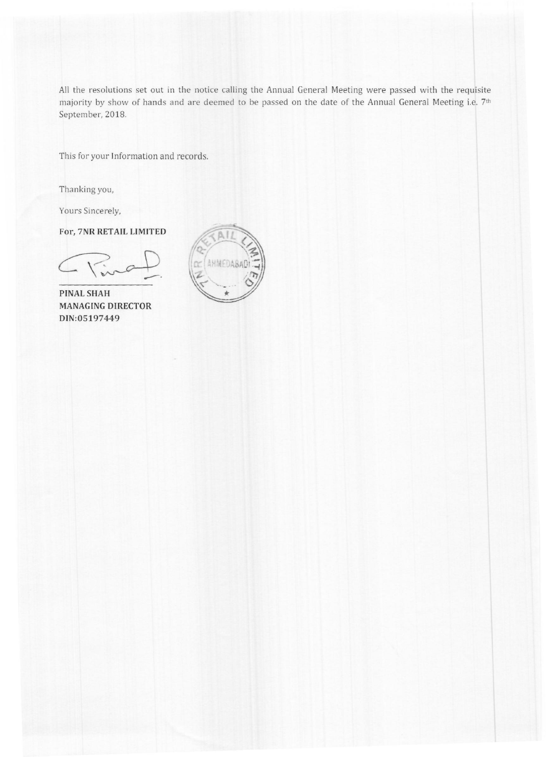All the resolutions set out in the notice calling the Annual General Meeting were passed with the requisite majority by show of hands and are deemed to be passed on the date of the Annual General Meeting i.e. 7th September, 2018.

This for your Information and records.

Thanking you,

Yours Sincerely,

**For, 7NR RETAIL LIMITED**

**PINAL SHAH**
**MANAGING DIRECTOR**
**DIN:05197449**